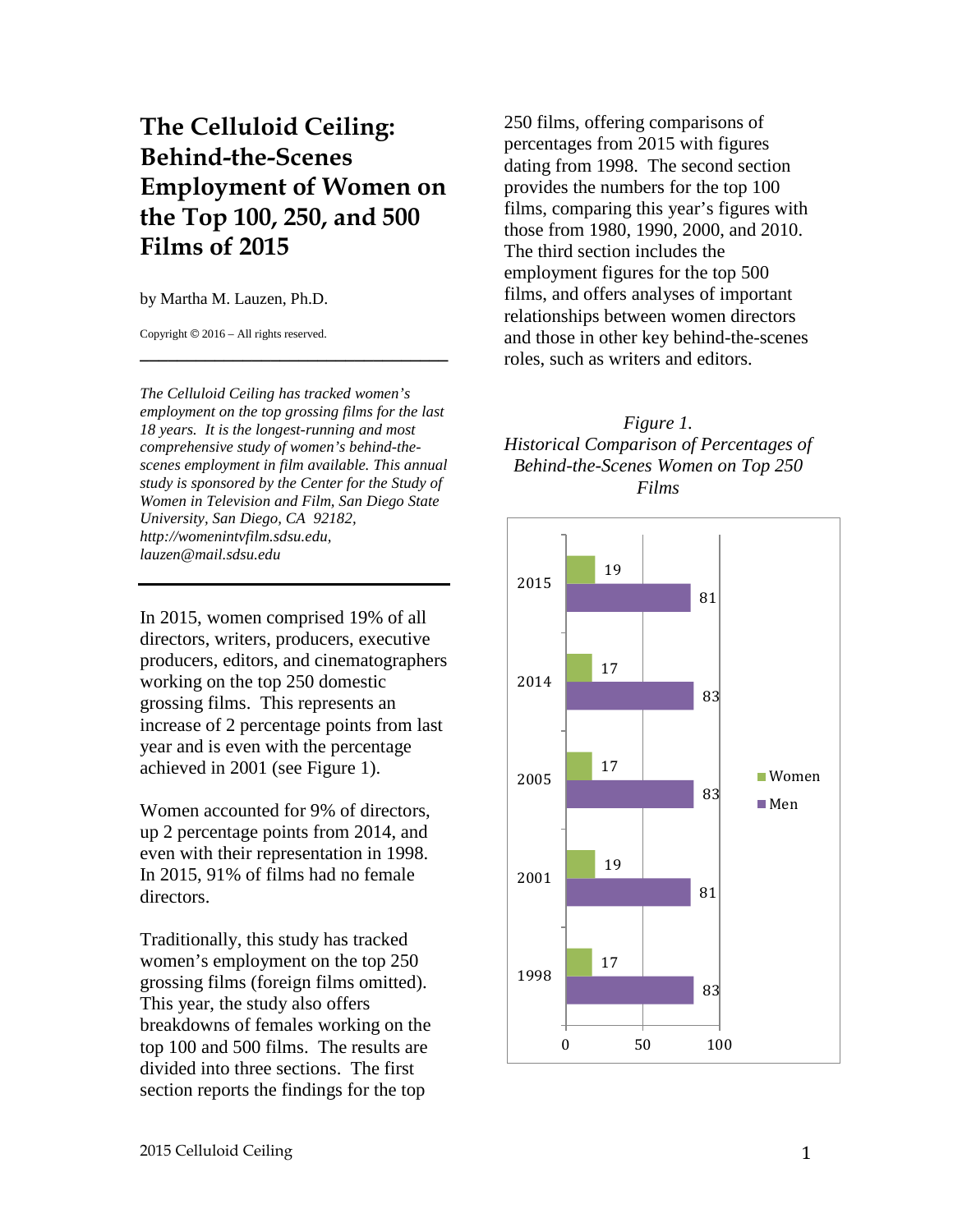# The Celluloid Ceiling: Behind-the-Scenes Employment of Women on the Top 100, 250, and 500 Films of 2015

by Martha M. Lauzen, Ph.D.

Copyright © 2016 – All rights reserved.

---

*The Celluloid Ceiling has tracked women's employment on the top grossing films for the last 18 years. It is the longest-running and most comprehensive study of women's behind-the-scenes employment in film available. This annual study is sponsored by the Center for the Study of Women in Television and Film, San Diego State University, San Diego, CA 92182, http://womenintvfilm.sdsu.edu, lauzen@mail.sdsu.edu*

---

In 2015, women comprised 19% of all directors, writers, producers, executive producers, editors, and cinematographers working on the top 250 domestic grossing films. This represents an increase of 2 percentage points from last year and is even with the percentage achieved in 2001 (see Figure 1).

Women accounted for 9% of directors, up 2 percentage points from 2014, and even with their representation in 1998. In 2015, 91% of films had no female directors.

Traditionally, this study has tracked women's employment on the top 250 grossing films (foreign films omitted). This year, the study also offers breakdowns of females working on the top 100 and 500 films. The results are divided into three sections. The first section reports the findings for the top 250 films, offering comparisons of percentages from 2015 with figures dating from 1998. The second section provides the numbers for the top 100 films, comparing this year's figures with those from 1980, 1990, 2000, and 2010. The third section includes the employment figures for the top 500 films, and offers analyses of important relationships between women directors and those in other key behind-the-scenes roles, such as writers and editors.

*Figure 1.*
*Historical Comparison of Percentages of Behind-the-Scenes Women on Top 250 Films*

| Year | Women | Men |
|---|---|---|
| 2015 | 19 | 81 |
| 2014 | 17 | 83 |
| 2005 | 17 | 83 |
| 2001 | 19 | 81 |
| 1998 | 17 | 83 |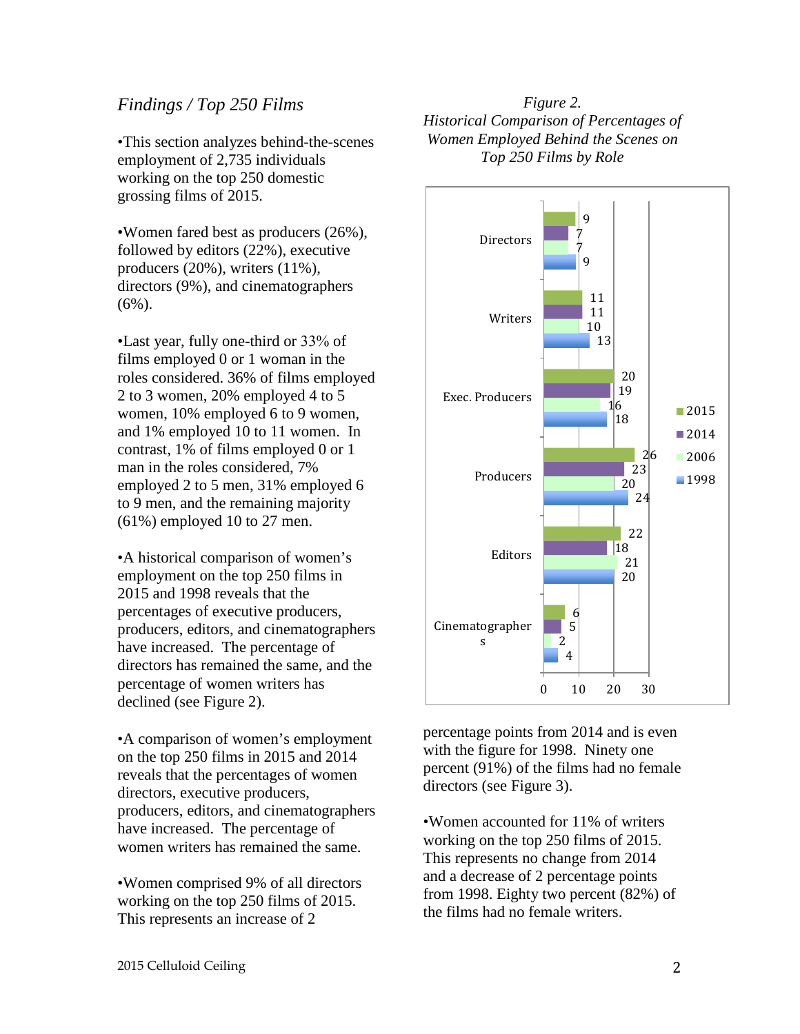*Findings / Top 250 Films*

•This section analyzes behind-the-scenes employment of 2,735 individuals working on the top 250 domestic grossing films of 2015.

•Women fared best as producers (26%), followed by editors (22%), executive producers (20%), writers (11%), directors (9%), and cinematographers (6%).

•Last year, fully one-third or 33% of films employed 0 or 1 woman in the roles considered. 36% of films employed 2 to 3 women, 20% employed 4 to 5 women, 10% employed 6 to 9 women, and 1% employed 10 to 11 women. In contrast, 1% of films employed 0 or 1 man in the roles considered, 7% employed 2 to 5 men, 31% employed 6 to 9 men, and the remaining majority (61%) employed 10 to 27 men.

•A historical comparison of women's employment on the top 250 films in 2015 and 1998 reveals that the percentages of executive producers, producers, editors, and cinematographers have increased. The percentage of directors has remained the same, and the percentage of women writers has declined (see Figure 2).

•A comparison of women's employment on the top 250 films in 2015 and 2014 reveals that the percentages of women directors, executive producers, producers, editors, and cinematographers have increased. The percentage of women writers has remained the same.

•Women comprised 9% of all directors working on the top 250 films of 2015. This represents an increase of 2 percentage points from 2014 and is even with the figure for 1998. Ninety one percent (91%) of the films had no female directors (see Figure 3).

*Figure 2.*
*Historical Comparison of Percentages of Women Employed Behind the Scenes on Top 250 Films by Role*

| Role | 2015 | 2014 | 2006 | 1998 |
|---|---|---|---|---|
| Directors | 9 | 7 | 7 | 9 |
| Writers | 11 | 11 | 10 | 13 |
| Exec. Producers | 20 | 19 | 16 | 18 |
| Producers | 26 | 23 | 20 | 24 |
| Editors | 22 | 18 | 21 | 20 |
| Cinematographers | 6 | 5 | 2 | 4 |

•Women accounted for 11% of writers working on the top 250 films of 2015. This represents no change from 2014 and a decrease of 2 percentage points from 1998. Eighty two percent (82%) of the films had no female writers.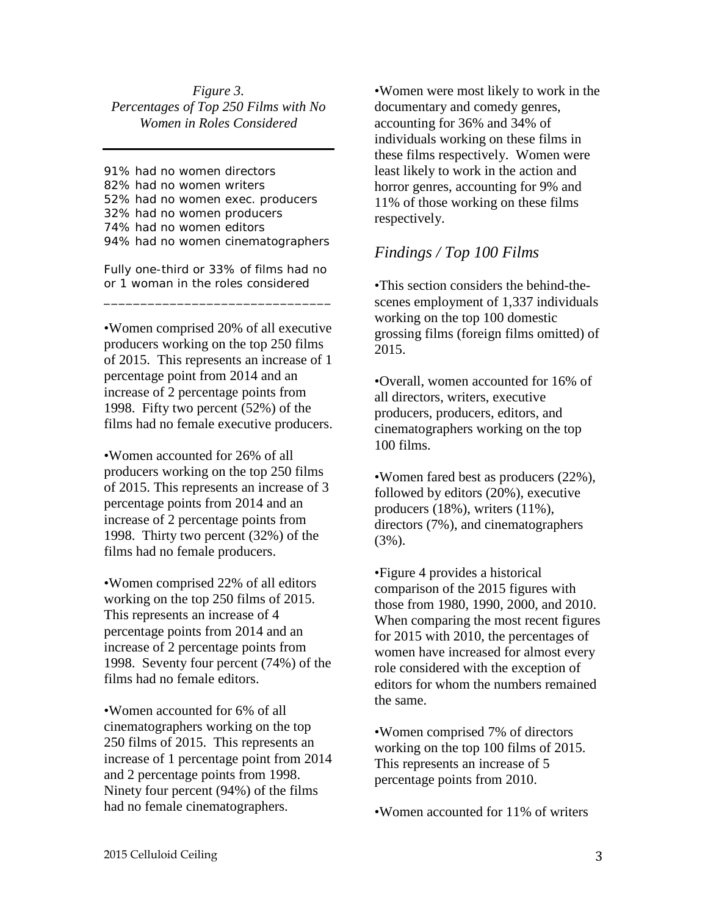*Figure 3.*
*Percentages of Top 250 Films with No Women in Roles Considered*

91% had no women directors
82% had no women writers
52% had no women exec. producers
32% had no women producers
74% had no women editors
94% had no women cinematographers

Fully one-third or 33% of films had no or 1 woman in the roles considered

•Women comprised 20% of all executive producers working on the top 250 films of 2015. This represents an increase of 1 percentage point from 2014 and an increase of 2 percentage points from 1998. Fifty two percent (52%) of the films had no female executive producers.

•Women accounted for 26% of all producers working on the top 250 films of 2015. This represents an increase of 3 percentage points from 2014 and an increase of 2 percentage points from 1998. Thirty two percent (32%) of the films had no female producers.

•Women comprised 22% of all editors working on the top 250 films of 2015. This represents an increase of 4 percentage points from 2014 and an increase of 2 percentage points from 1998. Seventy four percent (74%) of the films had no female editors.

•Women accounted for 6% of all cinematographers working on the top 250 films of 2015. This represents an increase of 1 percentage point from 2014 and 2 percentage points from 1998. Ninety four percent (94%) of the films had no female cinematographers.

•Women were most likely to work in the documentary and comedy genres, accounting for 36% and 34% of individuals working on these films in these films respectively. Women were least likely to work in the action and horror genres, accounting for 9% and 11% of those working on these films respectively.

## *Findings / Top 100 Films*

•This section considers the behind-the-scenes employment of 1,337 individuals working on the top 100 domestic grossing films (foreign films omitted) of 2015.

•Overall, women accounted for 16% of all directors, writers, executive producers, producers, editors, and cinematographers working on the top 100 films.

•Women fared best as producers (22%), followed by editors (20%), executive producers (18%), writers (11%), directors (7%), and cinematographers (3%).

•Figure 4 provides a historical comparison of the 2015 figures with those from 1980, 1990, 2000, and 2010. When comparing the most recent figures for 2015 with 2010, the percentages of women have increased for almost every role considered with the exception of editors for whom the numbers remained the same.

•Women comprised 7% of directors working on the top 100 films of 2015. This represents an increase of 5 percentage points from 2010.

•Women accounted for 11% of writers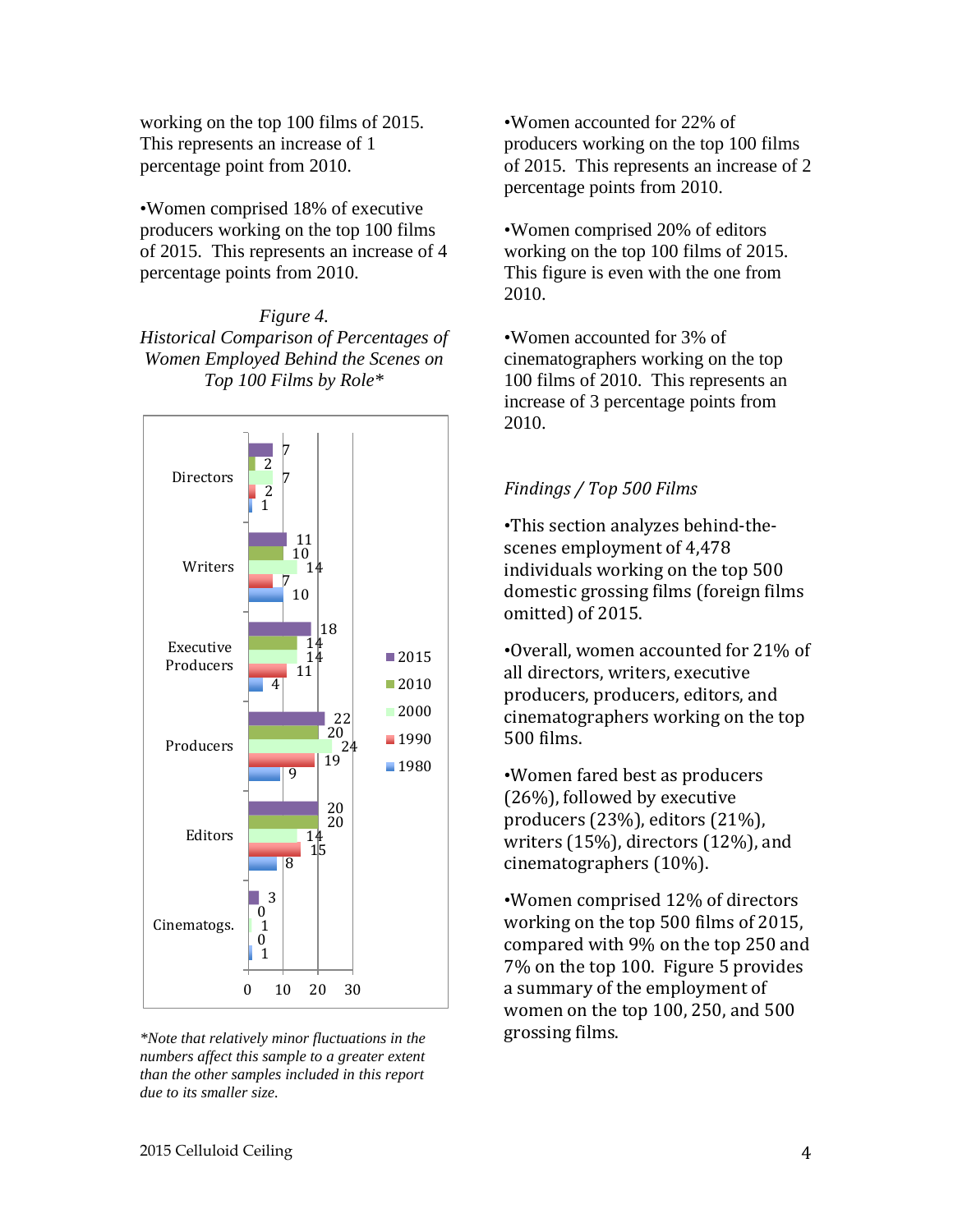working on the top 100 films of 2015. This represents an increase of 1 percentage point from 2010.

•Women comprised 18% of executive producers working on the top 100 films of 2015. This represents an increase of 4 percentage points from 2010.

*Figure 4.*
*Historical Comparison of Percentages of Women Employed Behind the Scenes on Top 100 Films by Role\**

| Role | 2015 | 2010 | 2000 | 1990 | 1980 |
|---|---|---|---|---|---|
| Directors | 7 | 2 | 7 | 2 | 1 |
| Writers | 11 | 10 | 14 | 7 | 10 |
| Executive Producers | 18 | 14 | 14 | 11 | 4 |
| Producers | 22 | 20 | 24 | 19 | 9 |
| Editors | 20 | 20 | 14 | 15 | 8 |
| Cinematogs. | 3 | 0 | 1 | 0 | 1 |

*\*Note that relatively minor fluctuations in the numbers affect this sample to a greater extent than the other samples included in this report due to its smaller size.*

•Women accounted for 22% of producers working on the top 100 films of 2015. This represents an increase of 2 percentage points from 2010.

•Women comprised 20% of editors working on the top 100 films of 2015. This figure is even with the one from 2010.

•Women accounted for 3% of cinematographers working on the top 100 films of 2010. This represents an increase of 3 percentage points from 2010.

*Findings / Top 500 Films*

•This section analyzes behind-the-scenes employment of 4,478 individuals working on the top 500 domestic grossing films (foreign films omitted) of 2015.

•Overall, women accounted for 21% of all directors, writers, executive producers, producers, editors, and cinematographers working on the top 500 films.

•Women fared best as producers (26%), followed by executive producers (23%), editors (21%), writers (15%), directors (12%), and cinematographers (10%).

•Women comprised 12% of directors working on the top 500 films of 2015, compared with 9% on the top 250 and 7% on the top 100. Figure 5 provides a summary of the employment of women on the top 100, 250, and 500 grossing films.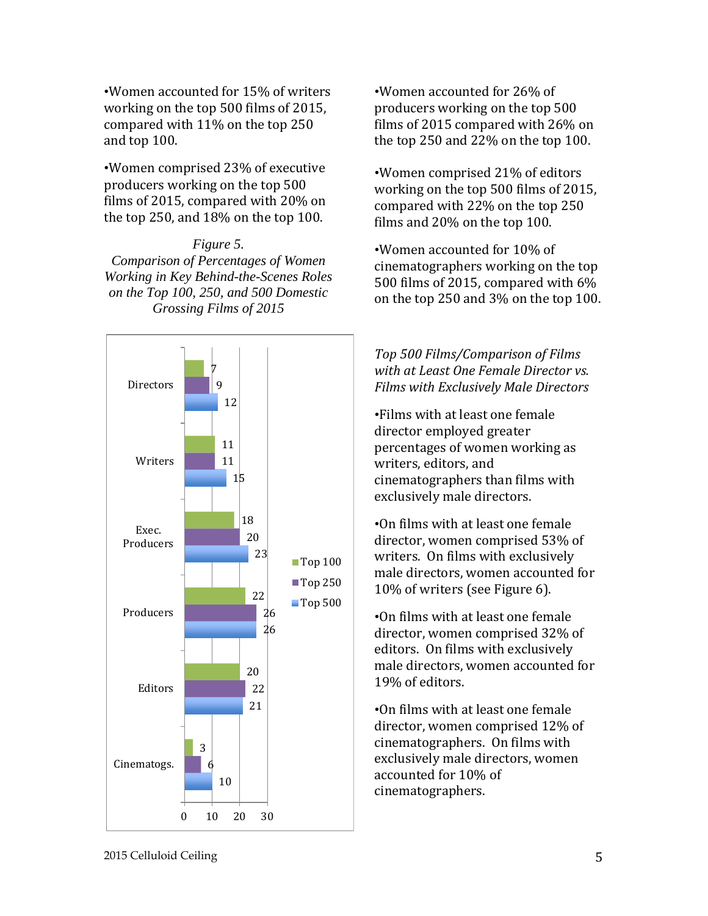•Women accounted for 15% of writers working on the top 500 films of 2015, compared with 11% on the top 250 and top 100.

•Women comprised 23% of executive producers working on the top 500 films of 2015, compared with 20% on the top 250, and 18% on the top 100.

*Figure 5.*
*Comparison of Percentages of Women Working in Key Behind-the-Scenes Roles on the Top 100, 250, and 500 Domestic Grossing Films of 2015*

| | Top 100 | Top 250 | Top 500 |
|---|---|---|---|
| Directors | 7 | 9 | 12 |
| Writers | 11 | 11 | 15 |
| Exec. Producers | 18 | 20 | 23 |
| Producers | 22 | 26 | 26 |
| Editors | 20 | 22 | 21 |
| Cinematogs. | 3 | 6 | 10 |

•Women accounted for 26% of producers working on the top 500 films of 2015 compared with 26% on the top 250 and 22% on the top 100.

•Women comprised 21% of editors working on the top 500 films of 2015, compared with 22% on the top 250 films and 20% on the top 100.

•Women accounted for 10% of cinematographers working on the top 500 films of 2015, compared with 6% on the top 250 and 3% on the top 100.

*Top 500 Films/Comparison of Films with at Least One Female Director vs. Films with Exclusively Male Directors*

•Films with at least one female director employed greater percentages of women working as writers, editors, and cinematographers than films with exclusively male directors.

•On films with at least one female director, women comprised 53% of writers. On films with exclusively male directors, women accounted for 10% of writers (see Figure 6).

•On films with at least one female director, women comprised 32% of editors. On films with exclusively male directors, women accounted for 19% of editors.

•On films with at least one female director, women comprised 12% of cinematographers. On films with exclusively male directors, women accounted for 10% of cinematographers.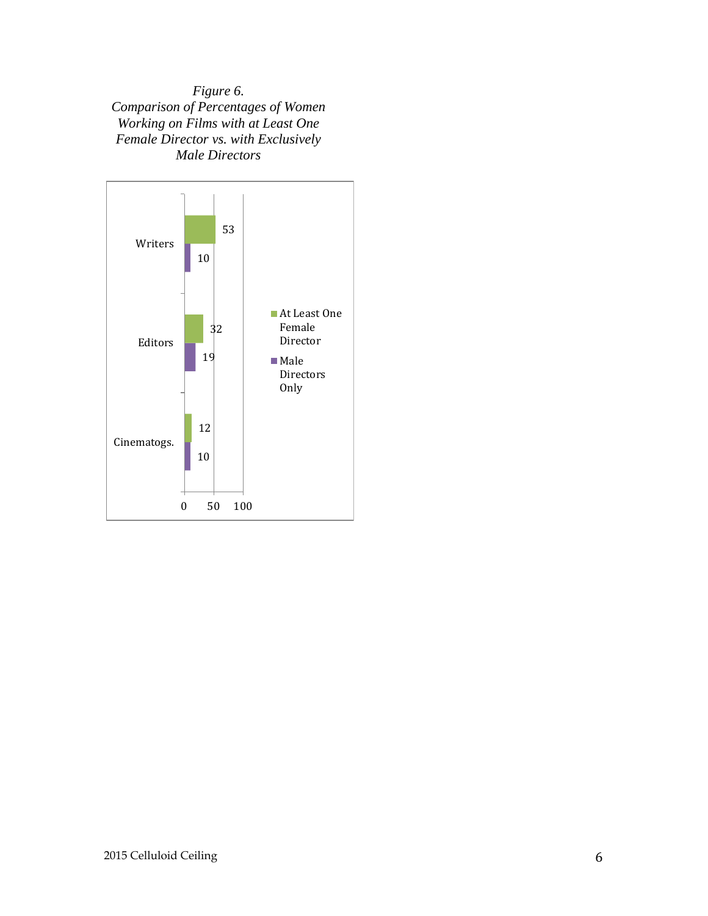*Figure 6.*
*Comparison of Percentages of Women Working on Films with at Least One Female Director vs. with Exclusively Male Directors*

Writers
53
10

Editors
32
19

Cinematogs.
12
10

0
50
100

At Least One Female Director
Male Directors Only